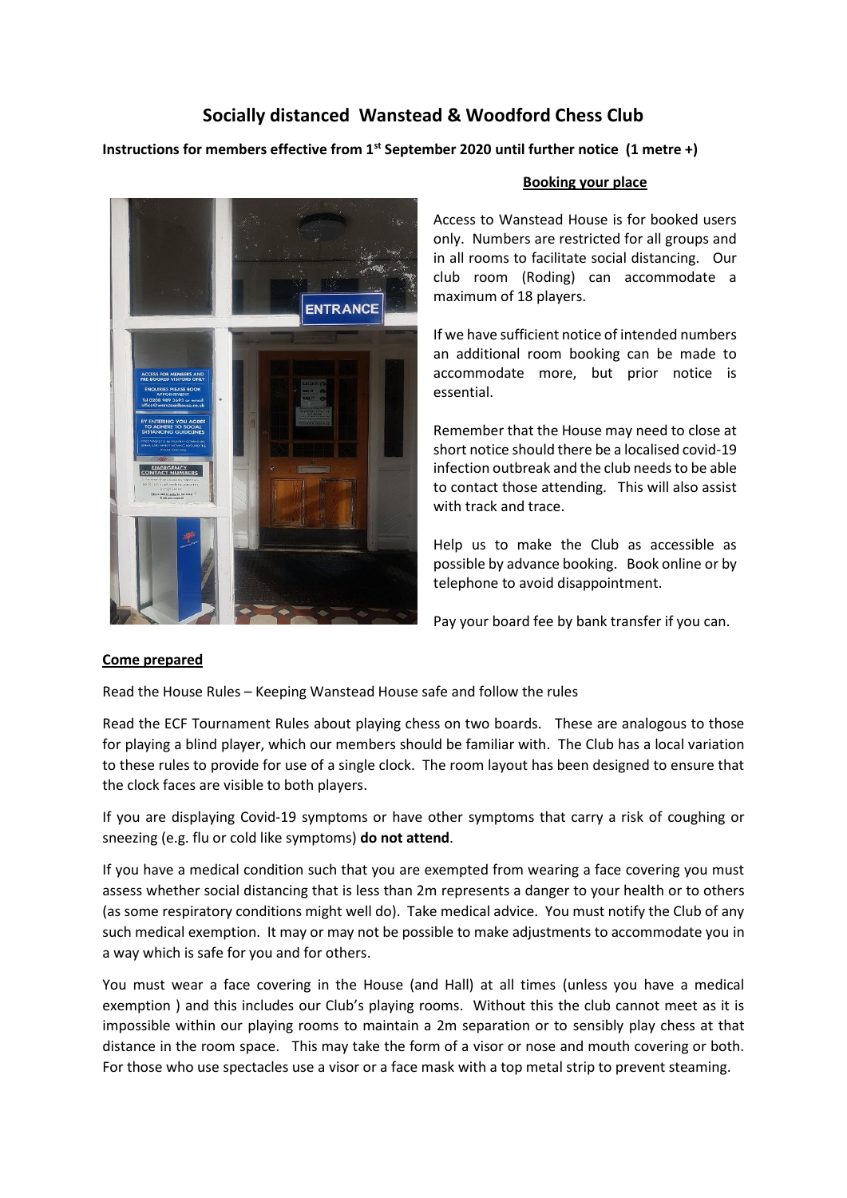# Socially distanced Wanstead & Woodford Chess Club

**Instructions for members effective from 1st September 2020 until further notice (1 metre +)**

## Booking your place

Access to Wanstead House is for booked users only. Numbers are restricted for all groups and in all rooms to facilitate social distancing. Our club room (Roding) can accommodate a maximum of 18 players.

If we have sufficient notice of intended numbers an additional room booking can be made to accommodate more, but prior notice is essential.

Remember that the House may need to close at short notice should there be a localised covid-19 infection outbreak and the club needs to be able to contact those attending. This will also assist with track and trace.

Help us to make the Club as accessible as possible by advance booking. Book online or by telephone to avoid disappointment.

Pay your board fee by bank transfer if you can.

## Come prepared

Read the House Rules – Keeping Wanstead House safe and follow the rules

Read the ECF Tournament Rules about playing chess on two boards. These are analogous to those for playing a blind player, which our members should be familiar with. The Club has a local variation to these rules to provide for use of a single clock. The room layout has been designed to ensure that the clock faces are visible to both players.

If you are displaying Covid-19 symptoms or have other symptoms that carry a risk of coughing or sneezing (e.g. flu or cold like symptoms) **do not attend**.

If you have a medical condition such that you are exempted from wearing a face covering you must assess whether social distancing that is less than 2m represents a danger to your health or to others (as some respiratory conditions might well do). Take medical advice. You must notify the Club of any such medical exemption. It may or may not be possible to make adjustments to accommodate you in a way which is safe for you and for others.

You must wear a face covering in the House (and Hall) at all times (unless you have a medical exemption ) and this includes our Club's playing rooms. Without this the club cannot meet as it is impossible within our playing rooms to maintain a 2m separation or to sensibly play chess at that distance in the room space. This may take the form of a visor or nose and mouth covering or both. For those who use spectacles use a visor or a face mask with a top metal strip to prevent steaming.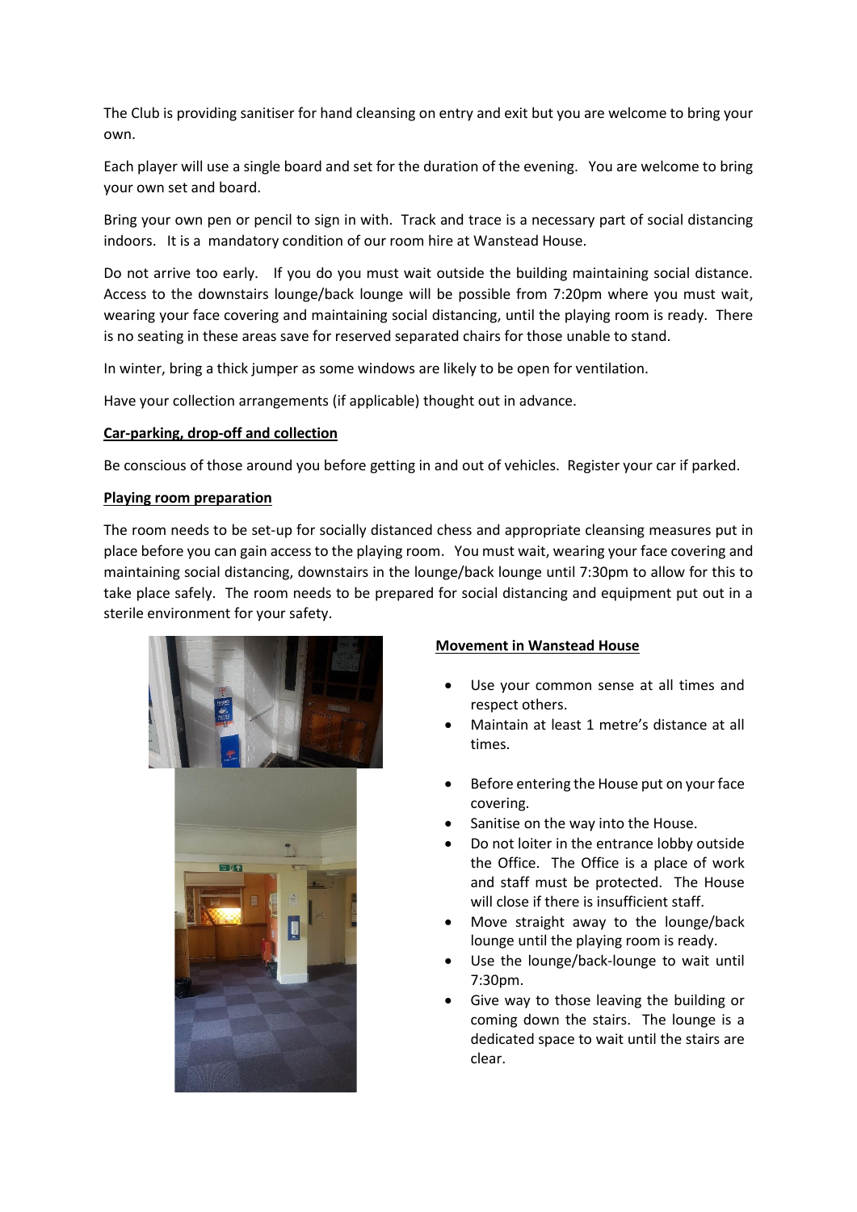The Club is providing sanitiser for hand cleansing on entry and exit but you are welcome to bring your own.

Each player will use a single board and set for the duration of the evening. You are welcome to bring your own set and board.

Bring your own pen or pencil to sign in with. Track and trace is a necessary part of social distancing indoors. It is a mandatory condition of our room hire at Wanstead House.

Do not arrive too early. If you do you must wait outside the building maintaining social distance. Access to the downstairs lounge/back lounge will be possible from 7:20pm where you must wait, wearing your face covering and maintaining social distancing, until the playing room is ready. There is no seating in these areas save for reserved separated chairs for those unable to stand.

In winter, bring a thick jumper as some windows are likely to be open for ventilation.

Have your collection arrangements (if applicable) thought out in advance.

**Car-parking, drop-off and collection**

Be conscious of those around you before getting in and out of vehicles. Register your car if parked.

**Playing room preparation**

The room needs to be set-up for socially distanced chess and appropriate cleansing measures put in place before you can gain access to the playing room. You must wait, wearing your face covering and maintaining social distancing, downstairs in the lounge/back lounge until 7:30pm to allow for this to take place safely. The room needs to be prepared for social distancing and equipment put out in a sterile environment for your safety.

**Movement in Wanstead House**

- Use your common sense at all times and respect others.
- Maintain at least 1 metre's distance at all times.
- Before entering the House put on your face covering.
- Sanitise on the way into the House.
- Do not loiter in the entrance lobby outside the Office. The Office is a place of work and staff must be protected. The House will close if there is insufficient staff.
- Move straight away to the lounge/back lounge until the playing room is ready.
- Use the lounge/back-lounge to wait until 7:30pm.
- Give way to those leaving the building or coming down the stairs. The lounge is a dedicated space to wait until the stairs are clear.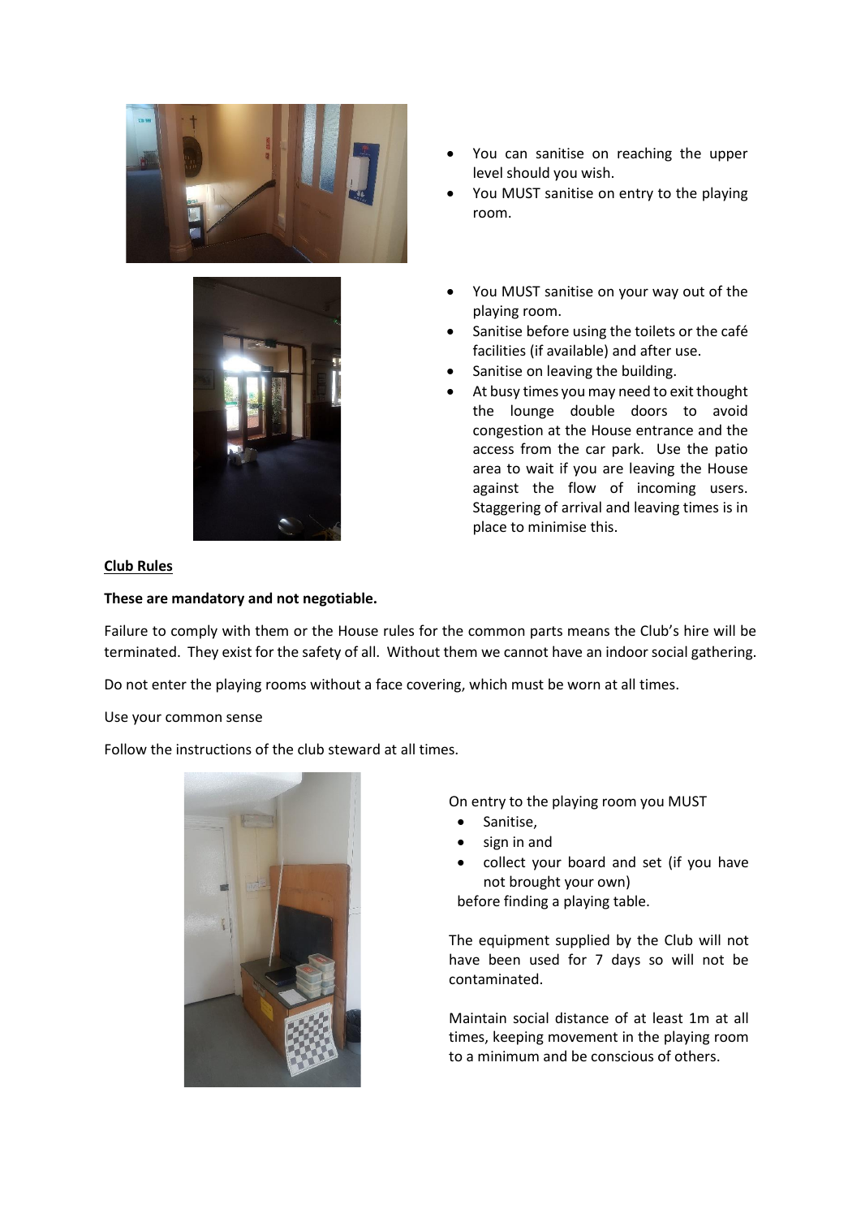- You can sanitise on reaching the upper level should you wish.
- You MUST sanitise on entry to the playing room.

- You MUST sanitise on your way out of the playing room.
- Sanitise before using the toilets or the café facilities (if available) and after use.
- Sanitise on leaving the building.
- At busy times you may need to exit thought the lounge double doors to avoid congestion at the House entrance and the access from the car park. Use the patio area to wait if you are leaving the House against the flow of incoming users. Staggering of arrival and leaving times is in place to minimise this.

**Club Rules**

**These are mandatory and not negotiable.**

Failure to comply with them or the House rules for the common parts means the Club's hire will be terminated. They exist for the safety of all. Without them we cannot have an indoor social gathering.

Do not enter the playing rooms without a face covering, which must be worn at all times.

Use your common sense

Follow the instructions of the club steward at all times.

On entry to the playing room you MUST

- Sanitise,
- sign in and
- collect your board and set (if you have not brought your own)

before finding a playing table.

The equipment supplied by the Club will not have been used for 7 days so will not be contaminated.

Maintain social distance of at least 1m at all times, keeping movement in the playing room to a minimum and be conscious of others.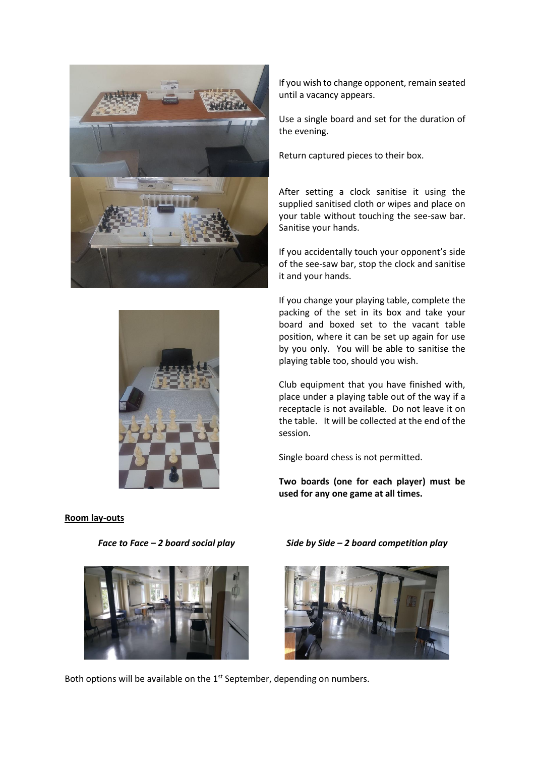If you wish to change opponent, remain seated until a vacancy appears.

Use a single board and set for the duration of the evening.

Return captured pieces to their box.

After setting a clock sanitise it using the supplied sanitised cloth or wipes and place on your table without touching the see-saw bar. Sanitise your hands.

If you accidentally touch your opponent's side of the see-saw bar, stop the clock and sanitise it and your hands.

If you change your playing table, complete the packing of the set in its box and take your board and boxed set to the vacant table position, where it can be set up again for use by you only. You will be able to sanitise the playing table too, should you wish.

Club equipment that you have finished with, place under a playing table out of the way if a receptacle is not available. Do not leave it on the table. It will be collected at the end of the session.

Single board chess is not permitted.

**Two boards (one for each player) must be used for any one game at all times.**

**Room lay-outs**

***Face to Face – 2 board social play***

***Side by Side – 2 board competition play***

Both options will be available on the 1st September, depending on numbers.